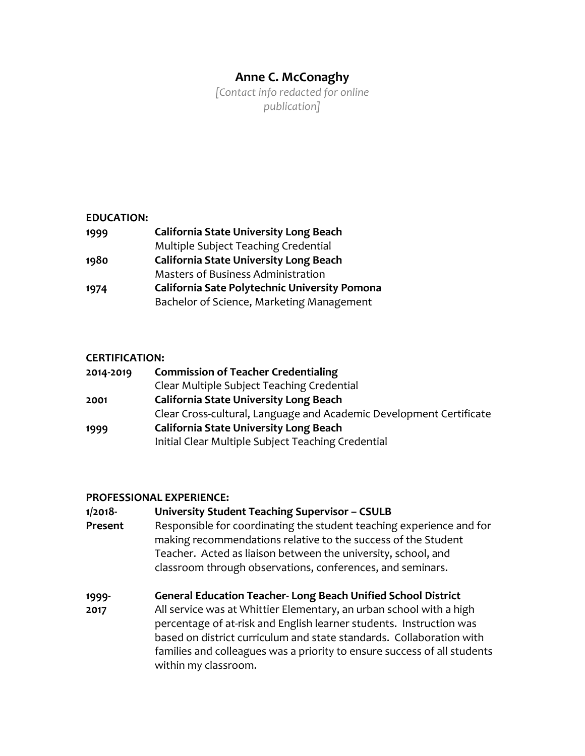# Anne C. McConaghy

*[Contact info redacted for online publication]*

## EDUCATION:

**1999** **California State University Long Beach**
Multiple Subject Teaching Credential

**1980** **California State University Long Beach**
Masters of Business Administration

**1974** **California Sate Polytechnic University Pomona**
Bachelor of Science, Marketing Management

## CERTIFICATION:

**2014-2019** **Commission of Teacher Credentialing**
Clear Multiple Subject Teaching Credential

**2001** **California State University Long Beach**
Clear Cross-cultural, Language and Academic Development Certificate

**1999** **California State University Long Beach**
Initial Clear Multiple Subject Teaching Credential

## PROFESSIONAL EXPERIENCE:

**1/2018-Present** **University Student Teaching Supervisor – CSULB**
Responsible for coordinating the student teaching experience and for making recommendations relative to the success of the Student Teacher. Acted as liaison between the university, school, and classroom through observations, conferences, and seminars.

**1999-2017** **General Education Teacher- Long Beach Unified School District**
All service was at Whittier Elementary, an urban school with a high percentage of at-risk and English learner students. Instruction was based on district curriculum and state standards. Collaboration with families and colleagues was a priority to ensure success of all students within my classroom.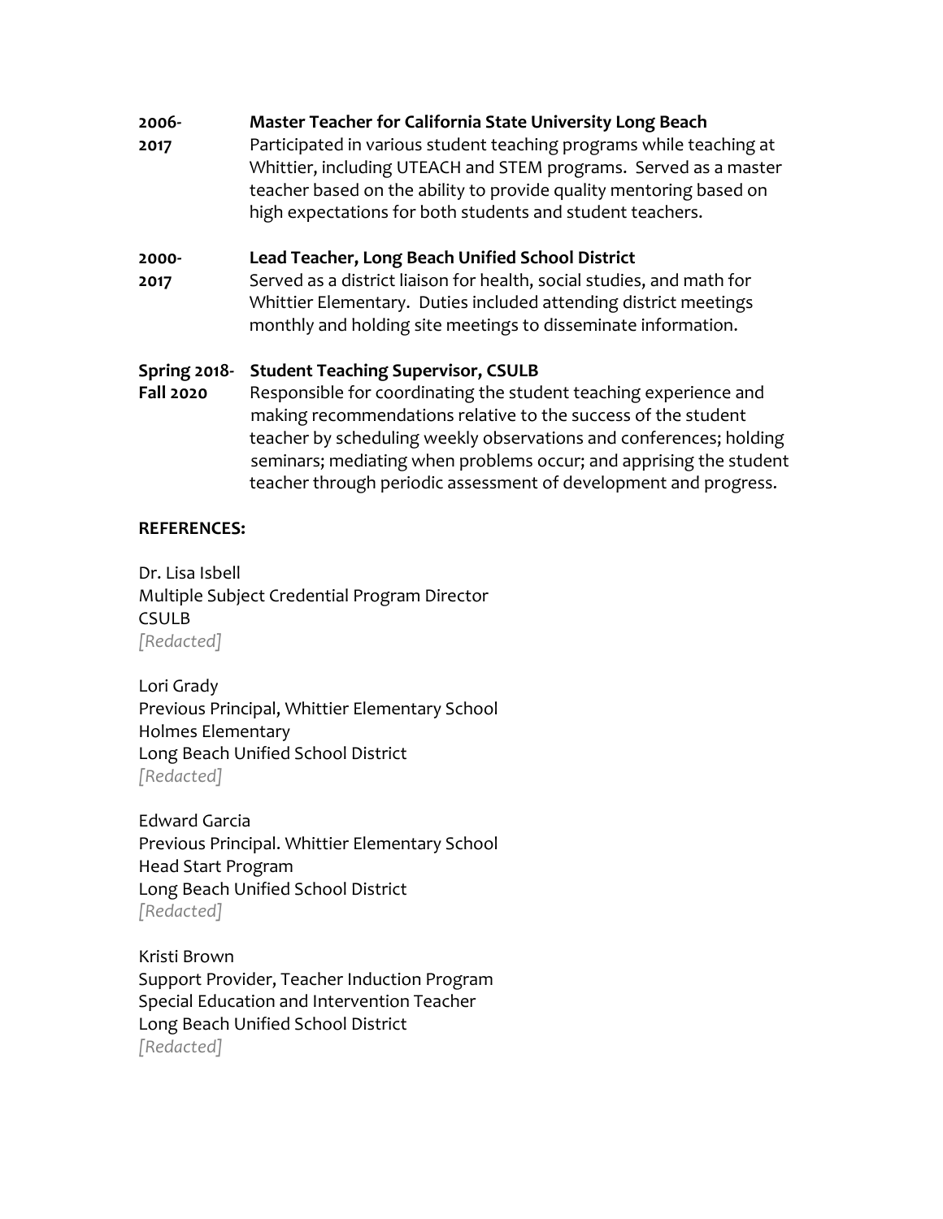**2006-2017** **Master Teacher for California State University Long Beach**
Participated in various student teaching programs while teaching at Whittier, including UTEACH and STEM programs. Served as a master teacher based on the ability to provide quality mentoring based on high expectations for both students and student teachers.

**2000-2017** **Lead Teacher, Long Beach Unified School District**
Served as a district liaison for health, social studies, and math for Whittier Elementary. Duties included attending district meetings monthly and holding site meetings to disseminate information.

**Spring 2018-Fall 2020** **Student Teaching Supervisor, CSULB**
Responsible for coordinating the student teaching experience and making recommendations relative to the success of the student teacher by scheduling weekly observations and conferences; holding seminars; mediating when problems occur; and apprising the student teacher through periodic assessment of development and progress.

**REFERENCES:**

Dr. Lisa Isbell
Multiple Subject Credential Program Director
CSULB
*[Redacted]*

Lori Grady
Previous Principal, Whittier Elementary School
Holmes Elementary
Long Beach Unified School District
*[Redacted]*

Edward Garcia
Previous Principal. Whittier Elementary School
Head Start Program
Long Beach Unified School District
*[Redacted]*

Kristi Brown
Support Provider, Teacher Induction Program
Special Education and Intervention Teacher
Long Beach Unified School District
*[Redacted]*